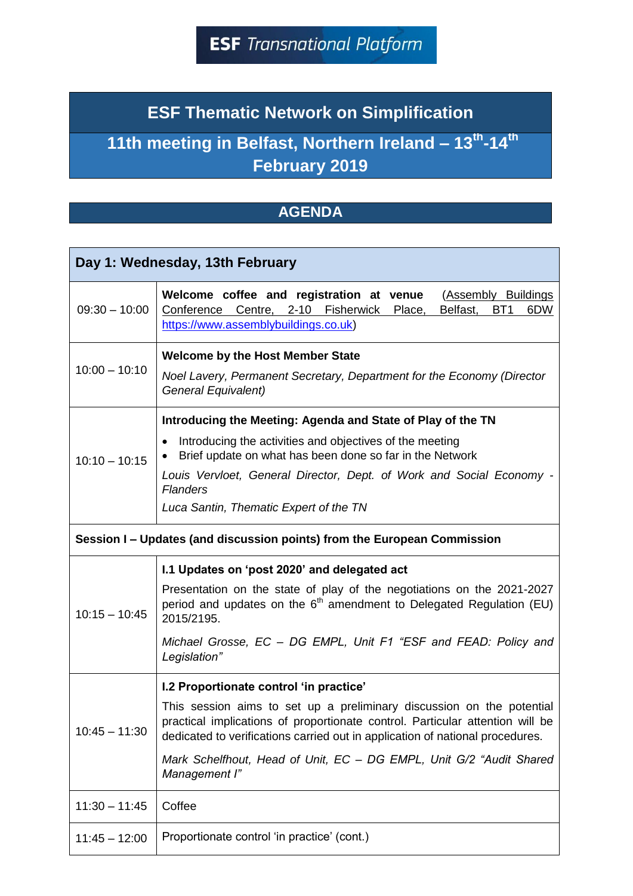**ESF** *Transnational Platform*

# ESF Thematic Network on Simplification

## 11th meeting in Belfast, Northern Ireland – 13th-14th February 2019

## AGENDA

| Day 1: Wednesday, 13th February | |
|---|---|
| 09:30 – 10:00 | **Welcome coffee and registration at venue** (Assembly Buildings Conference Centre, 2-10 Fisherwick Place, Belfast, BT1 6DW https://www.assemblybuildings.co.uk) |
| 10:00 – 10:10 | **Welcome by the Host Member State**<br>*Noel Lavery, Permanent Secretary, Department for the Economy (Director General Equivalent)* |
| 10:10 – 10:15 | **Introducing the Meeting: Agenda and State of Play of the TN**<br>• Introducing the activities and objectives of the meeting<br>• Brief update on what has been done so far in the Network<br>*Louis Vervloet, General Director, Dept. of Work and Social Economy - Flanders*<br>*Luca Santin, Thematic Expert of the TN* |
| **Session I – Updates (and discussion points) from the European Commission** | |
| 10:15 – 10:45 | **I.1 Updates on 'post 2020' and delegated act**<br>Presentation on the state of play of the negotiations on the 2021-2027 period and updates on the 6th amendment to Delegated Regulation (EU) 2015/2195.<br>*Michael Grosse, EC – DG EMPL, Unit F1 "ESF and FEAD: Policy and Legislation"* |
| 10:45 – 11:30 | **I.2 Proportionate control 'in practice'**<br>This session aims to set up a preliminary discussion on the potential practical implications of proportionate control. Particular attention will be dedicated to verifications carried out in application of national procedures.<br>*Mark Schelfhout, Head of Unit, EC – DG EMPL, Unit G/2 "Audit Shared Management I"* |
| 11:30 – 11:45 | Coffee |
| 11:45 – 12:00 | Proportionate control 'in practice' (cont.) |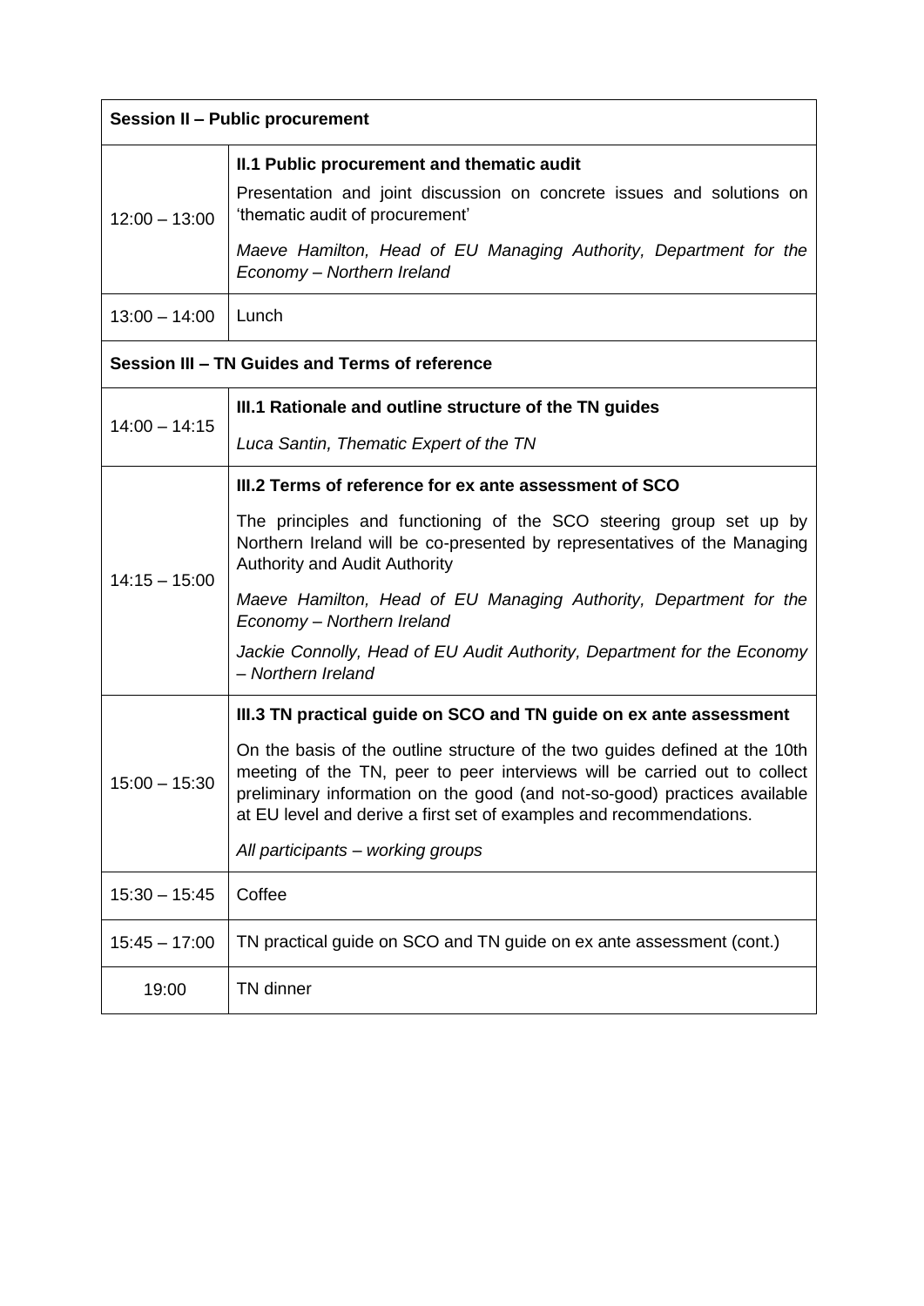| **Session II – Public procurement** | |
|---|---|
| 12:00 – 13:00 | **II.1 Public procurement and thematic audit**<br>Presentation and joint discussion on concrete issues and solutions on 'thematic audit of procurement'<br>*Maeve Hamilton, Head of EU Managing Authority, Department for the Economy – Northern Ireland* |
| 13:00 – 14:00 | Lunch |
| **Session III – TN Guides and Terms of reference** | |
| 14:00 – 14:15 | **III.1 Rationale and outline structure of the TN guides**<br>*Luca Santin, Thematic Expert of the TN* |
| 14:15 – 15:00 | **III.2 Terms of reference for ex ante assessment of SCO**<br>The principles and functioning of the SCO steering group set up by Northern Ireland will be co-presented by representatives of the Managing Authority and Audit Authority<br>*Maeve Hamilton, Head of EU Managing Authority, Department for the Economy – Northern Ireland*<br>*Jackie Connolly, Head of EU Audit Authority, Department for the Economy – Northern Ireland* |
| 15:00 – 15:30 | **III.3 TN practical guide on SCO and TN guide on ex ante assessment**<br>On the basis of the outline structure of the two guides defined at the 10th meeting of the TN, peer to peer interviews will be carried out to collect preliminary information on the good (and not-so-good) practices available at EU level and derive a first set of examples and recommendations.<br>*All participants – working groups* |
| 15:30 – 15:45 | Coffee |
| 15:45 – 17:00 | TN practical guide on SCO and TN guide on ex ante assessment (cont.) |
| 19:00 | TN dinner |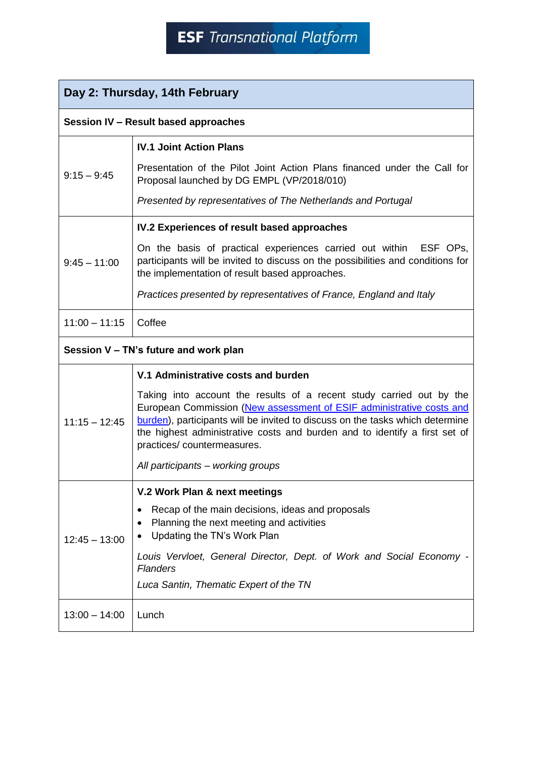ESF Transnational Platform

| Day 2: Thursday, 14th February | |
|---|---|
| **Session IV – Result based approaches** | |
| 9:15 – 9:45 | **IV.1 Joint Action Plans**<br><br>Presentation of the Pilot Joint Action Plans financed under the Call for Proposal launched by DG EMPL (VP/2018/010)<br><br>*Presented by representatives of The Netherlands and Portugal* |
| 9:45 – 11:00 | **IV.2 Experiences of result based approaches**<br><br>On the basis of practical experiences carried out within ESF OPs, participants will be invited to discuss on the possibilities and conditions for the implementation of result based approaches.<br><br>*Practices presented by representatives of France, England and Italy* |
| 11:00 – 11:15 | Coffee |
| **Session V – TN's future and work plan** | |
| 11:15 – 12:45 | **V.1 Administrative costs and burden**<br><br>Taking into account the results of a recent study carried out by the European Commission (New assessment of ESIF administrative costs and burden), participants will be invited to discuss on the tasks which determine the highest administrative costs and burden and to identify a first set of practices/ countermeasures.<br><br>*All participants – working groups* |
| 12:45 – 13:00 | **V.2 Work Plan & next meetings**<br><br>• Recap of the main decisions, ideas and proposals<br>• Planning the next meeting and activities<br>• Updating the TN's Work Plan<br><br>*Louis Vervloet, General Director, Dept. of Work and Social Economy - Flanders*<br><br>*Luca Santin, Thematic Expert of the TN* |
| 13:00 – 14:00 | Lunch |